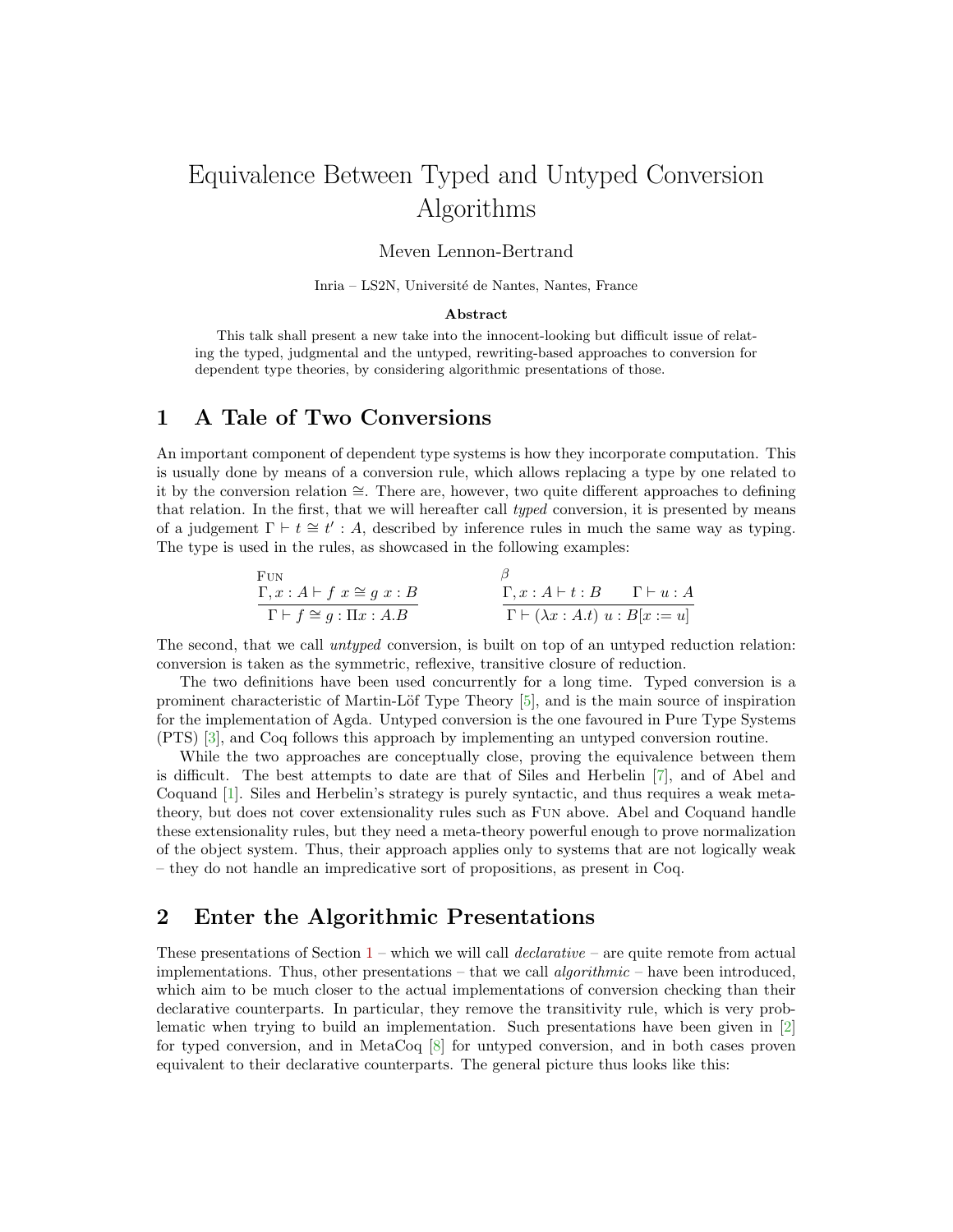# Equivalence Between Typed and Untyped Conversion Algorithms

Meven Lennon-Bertrand

Inria – LS2N, Université de Nantes, Nantes, France

**Abstract**

This talk shall present a new take into the innocent-looking but difficult issue of relating the typed, judgmental and the untyped, rewriting-based approaches to conversion for dependent type theories, by considering algorithmic presentations of those.

## 1 A Tale of Two Conversions

An important component of dependent type systems is how they incorporate computation. This is usually done by means of a conversion rule, which allows replacing a type by one related to it by the conversion relation $\cong$. There are, however, two quite different approaches to defining that relation. In the first, that we will hereafter call *typed* conversion, it is presented by means of a judgement $\Gamma \vdash t \cong t' : A$, described by inference rules in much the same way as typing. The type is used in the rules, as showcased in the following examples:

$$\textsc{Fun}\ \frac{\Gamma, x : A \vdash f\ x \cong g\ x : B}{\Gamma \vdash f \cong g : \Pi x : A.B} \qquad \beta\ \frac{\Gamma, x : A \vdash t : B \qquad \Gamma \vdash u : A}{\Gamma \vdash (\lambda x : A.t)\ u : B[x := u]}$$

The second, that we call *untyped* conversion, is built on top of an untyped reduction relation: conversion is taken as the symmetric, reflexive, transitive closure of reduction.

The two definitions have been used concurrently for a long time. Typed conversion is a prominent characteristic of Martin-Löf Type Theory [5], and is the main source of inspiration for the implementation of Agda. Untyped conversion is the one favoured in Pure Type Systems (PTS) [3], and Coq follows this approach by implementing an untyped conversion routine.

While the two approaches are conceptually close, proving the equivalence between them is difficult. The best attempts to date are that of Siles and Herbelin [7], and of Abel and Coquand [1]. Siles and Herbelin's strategy is purely syntactic, and thus requires a weak meta-theory, but does not cover extensionality rules such as Fun above. Abel and Coquand handle these extensionality rules, but they need a meta-theory powerful enough to prove normalization of the object system. Thus, their approach applies only to systems that are not logically weak – they do not handle an impredicative sort of propositions, as present in Coq.

## 2 Enter the Algorithmic Presentations

These presentations of Section 1 – which we will call *declarative* – are quite remote from actual implementations. Thus, other presentations – that we call *algorithmic* – have been introduced, which aim to be much closer to the actual implementations of conversion checking than their declarative counterparts. In particular, they remove the transitivity rule, which is very problematic when trying to build an implementation. Such presentations have been given in [2] for typed conversion, and in MetaCoq [8] for untyped conversion, and in both cases proven equivalent to their declarative counterparts. The general picture thus looks like this: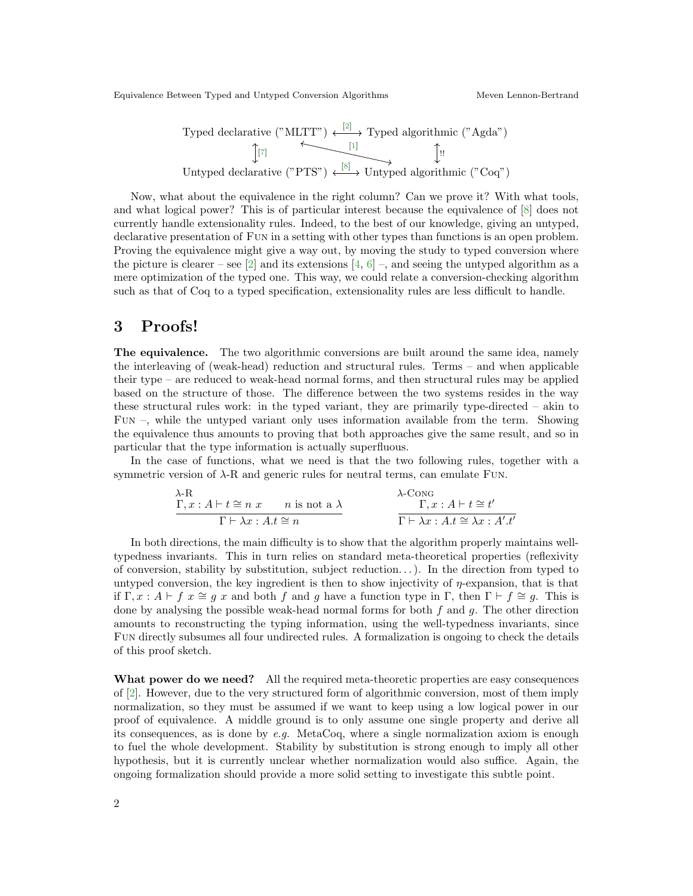$$
\begin{array}{ccc}
\text{Typed declarative ("MLTT")} & \overset{[2]}{\longleftrightarrow} & \text{Typed algorithmic ("Agda")} \\
\updownarrow [7] & \overset{[1]}{\nwarrow\!\!\!\searrow} & \updownarrow !! \\
\text{Untyped declarative ("PTS")} & \overset{[8]}{\longleftrightarrow} & \text{Untyped algorithmic ("Coq")}
\end{array}
$$

Now, what about the equivalence in the right column? Can we prove it? With what tools, and what logical power? This is of particular interest because the equivalence of [8] does not currently handle extensionality rules. Indeed, to the best of our knowledge, giving an untyped, declarative presentation of Fun in a setting with other types than functions is an open problem. Proving the equivalence might give a way out, by moving the study to typed conversion where the picture is clearer – see [2] and its extensions [4, 6] –, and seeing the untyped algorithm as a mere optimization of the typed one. This way, we could relate a conversion-checking algorithm such as that of Coq to a typed specification, extensionality rules are less difficult to handle.

# 3 Proofs!

**The equivalence.** The two algorithmic conversions are built around the same idea, namely the interleaving of (weak-head) reduction and structural rules. Terms – and when applicable their type – are reduced to weak-head normal forms, and then structural rules may be applied based on the structure of those. The difference between the two systems resides in the way these structural rules work: in the typed variant, they are primarily type-directed – akin to Fun –, while the untyped variant only uses information available from the term. Showing the equivalence thus amounts to proving that both approaches give the same result, and so in particular that the type information is actually superfluous.

In the case of functions, what we need is that the two following rules, together with a symmetric version of λ-R and generic rules for neutral terms, can emulate Fun.

$$
\text{λ-R}\ \frac{\Gamma, x : A \vdash t \cong n\ x \qquad n \text{ is not a } \lambda}{\Gamma \vdash \lambda x : A.t \cong n}
\qquad\qquad
\text{λ-Cong}\ \frac{\Gamma, x : A \vdash t \cong t'}{\Gamma \vdash \lambda x : A.t \cong \lambda x : A'.t'}
$$

In both directions, the main difficulty is to show that the algorithm properly maintains well-typedness invariants. This in turn relies on standard meta-theoretical properties (reflexivity of conversion, stability by substitution, subject reduction…). In the direction from typed to untyped conversion, the key ingredient is then to show injectivity of $\eta$-expansion, that is that if $\Gamma, x : A \vdash f\ x \cong g\ x$ and both $f$ and $g$ have a function type in $\Gamma$, then $\Gamma \vdash f \cong g$. This is done by analysing the possible weak-head normal forms for both $f$ and $g$. The other direction amounts to reconstructing the typing information, using the well-typedness invariants, since Fun directly subsumes all four undirected rules. A formalization is ongoing to check the details of this proof sketch.

**What power do we need?** All the required meta-theoretic properties are easy consequences of [2]. However, due to the very structured form of algorithmic conversion, most of them imply normalization, so they must be assumed if we want to keep using a low logical power in our proof of equivalence. A middle ground is to only assume one single property and derive all its consequences, as is done by *e.g.* MetaCoq, where a single normalization axiom is enough to fuel the whole development. Stability by substitution is strong enough to imply all other hypothesis, but it is currently unclear whether normalization would also suffice. Again, the ongoing formalization should provide a more solid setting to investigate this subtle point.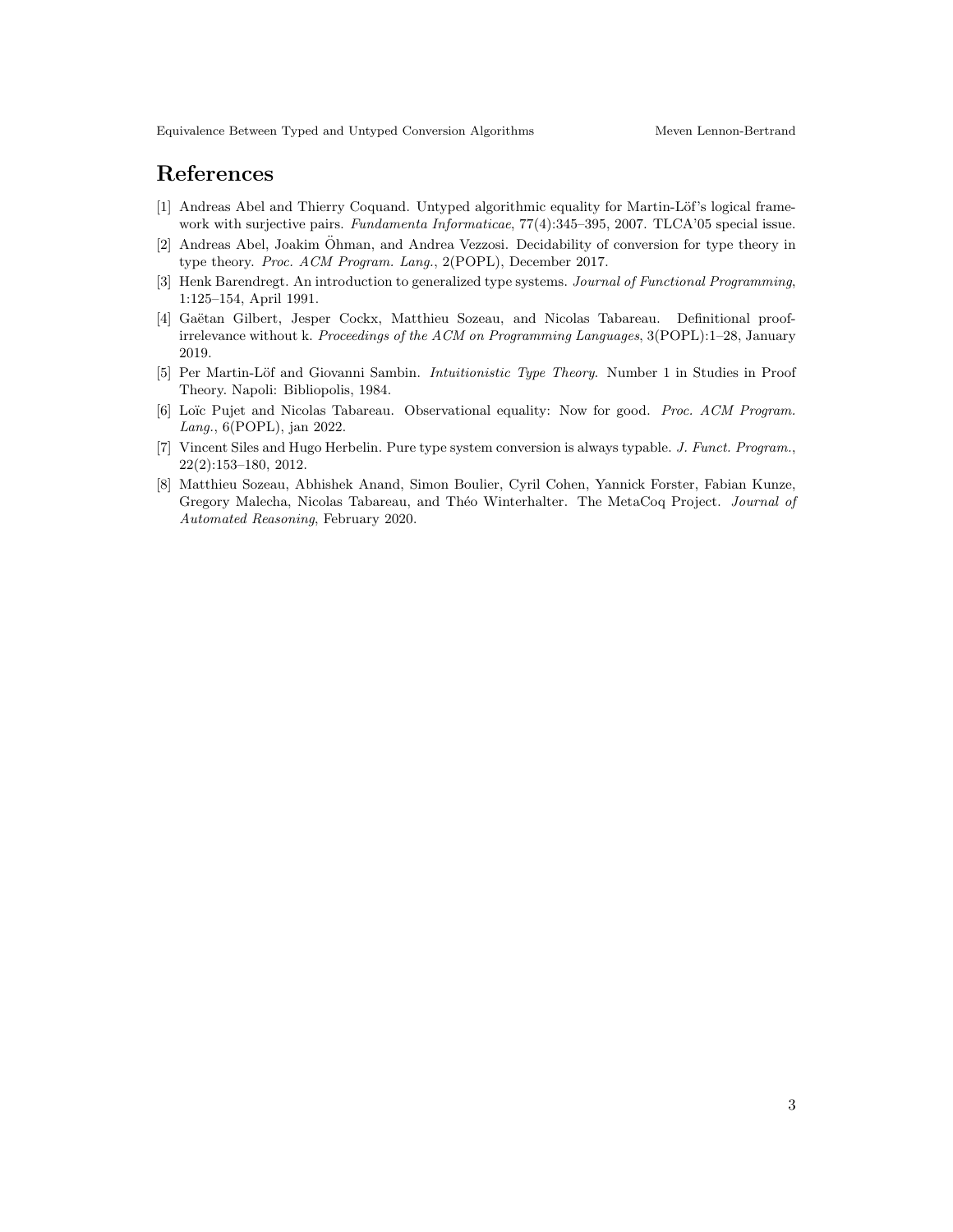## References

[1] Andreas Abel and Thierry Coquand. Untyped algorithmic equality for Martin-Löf's logical framework with surjective pairs. *Fundamenta Informaticae*, 77(4):345–395, 2007. TLCA'05 special issue.

[2] Andreas Abel, Joakim Öhman, and Andrea Vezzosi. Decidability of conversion for type theory in type theory. *Proc. ACM Program. Lang.*, 2(POPL), December 2017.

[3] Henk Barendregt. An introduction to generalized type systems. *Journal of Functional Programming*, 1:125–154, April 1991.

[4] Gaëtan Gilbert, Jesper Cockx, Matthieu Sozeau, and Nicolas Tabareau. Definitional proof-irrelevance without k. *Proceedings of the ACM on Programming Languages*, 3(POPL):1–28, January 2019.

[5] Per Martin-Löf and Giovanni Sambin. *Intuitionistic Type Theory*. Number 1 in Studies in Proof Theory. Napoli: Bibliopolis, 1984.

[6] Loïc Pujet and Nicolas Tabareau. Observational equality: Now for good. *Proc. ACM Program. Lang.*, 6(POPL), jan 2022.

[7] Vincent Siles and Hugo Herbelin. Pure type system conversion is always typable. *J. Funct. Program.*, 22(2):153–180, 2012.

[8] Matthieu Sozeau, Abhishek Anand, Simon Boulier, Cyril Cohen, Yannick Forster, Fabian Kunze, Gregory Malecha, Nicolas Tabareau, and Théo Winterhalter. The MetaCoq Project. *Journal of Automated Reasoning*, February 2020.